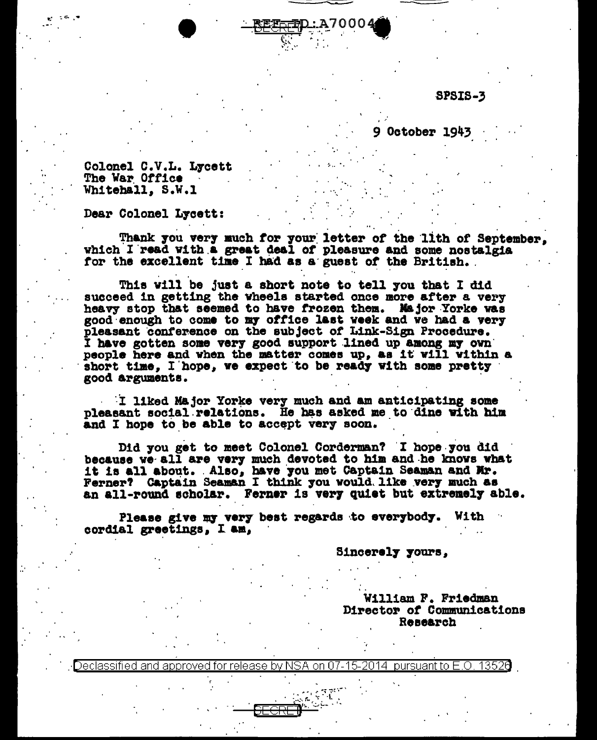SPSIS-3

9 October 1943

Colonel C.V.L. Lycett
The War Office
Whitehall, S.W.1

Dear Colonel Lycett:

Thank you very much for your letter of the 11th of September, which I read with a great deal of pleasure and some nostalgia for the excellent time I had as a guest of the British.

This will be just a short note to tell you that I did succeed in getting the wheels started once more after a very heavy stop that seemed to have frozen them. Major Yorke was good enough to come to my office last week and we had a very pleasant conference on the subject of Link-Sign Procedure. I have gotten some very good support lined up among my own people here and when the matter comes up, as it will within a short time, I hope, we expect to be ready with some pretty good arguments.

I liked Major Yorke very much and am anticipating some pleasant social relations. He has asked me to dine with him and I hope to be able to accept very soon.

Did you get to meet Colonel Corderman? I hope you did because we all are very much devoted to him and he knows what it is all about. Also, have you met Captain Seaman and Mr. Ferner? Captain Seaman I think you would like very much as an all-round scholar. Ferner is very quiet but extremely able.

Please give my very best regards to everybody. With cordial greetings, I am,

Sincerely yours,

William F. Friedman
Director of Communications Research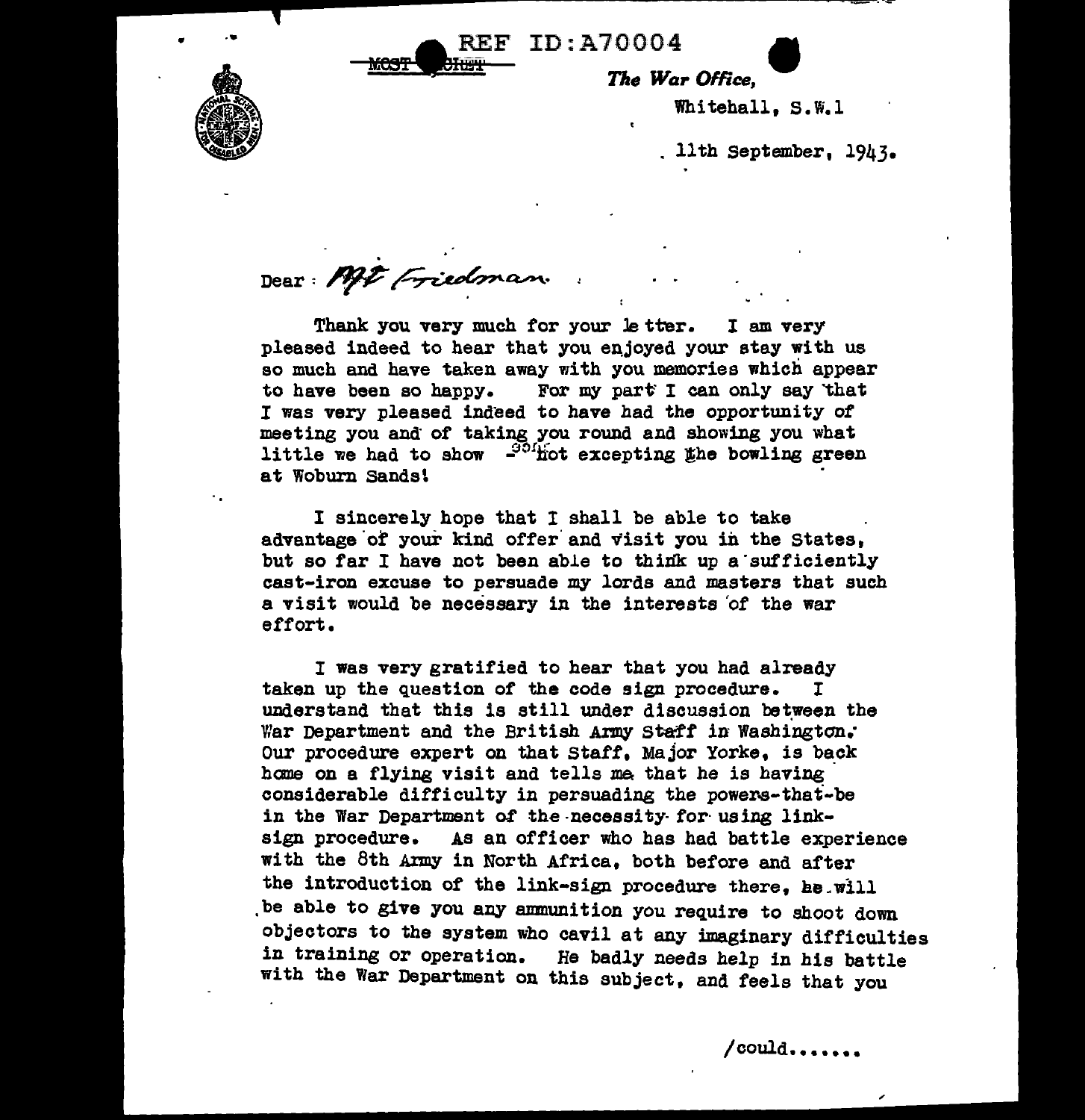REF ID:A70004

MOST SECRET

*The War Office,*

Whitehall, S.W.1

11th September, 1943.

Dear : Mr Friedman

Thank you very much for your le tter. I am very pleased indeed to hear that you enjoyed your stay with us so much and have taken away with you memories which appear to have been so happy. For my part I can only say that I was very pleased indeed to have had the opportunity of meeting you and of taking you round and showing you what little we had to show - not excepting the bowling green at Woburn Sands!

I sincerely hope that I shall be able to take advantage of your kind offer and visit you in the States, but so far I have not been able to think up a sufficiently cast-iron excuse to persuade my lords and masters that such a visit would be necessary in the interests of the war effort.

I was very gratified to hear that you had already taken up the question of the code sign procedure. I understand that this is still under discussion between the War Department and the British Army Staff in Washington. Our procedure expert on that Staff, Major Yorke, is back home on a flying visit and tells me that he is having considerable difficulty in persuading the powers-that-be in the War Department of the necessity for using link-sign procedure. As an officer who has had battle experience with the 8th Army in North Africa, both before and after the introduction of the link-sign procedure there, he will be able to give you any ammunition you require to shoot down objectors to the system who cavil at any imaginary difficulties in training or operation. He badly needs help in his battle with the War Department on this subject, and feels that you

/could.......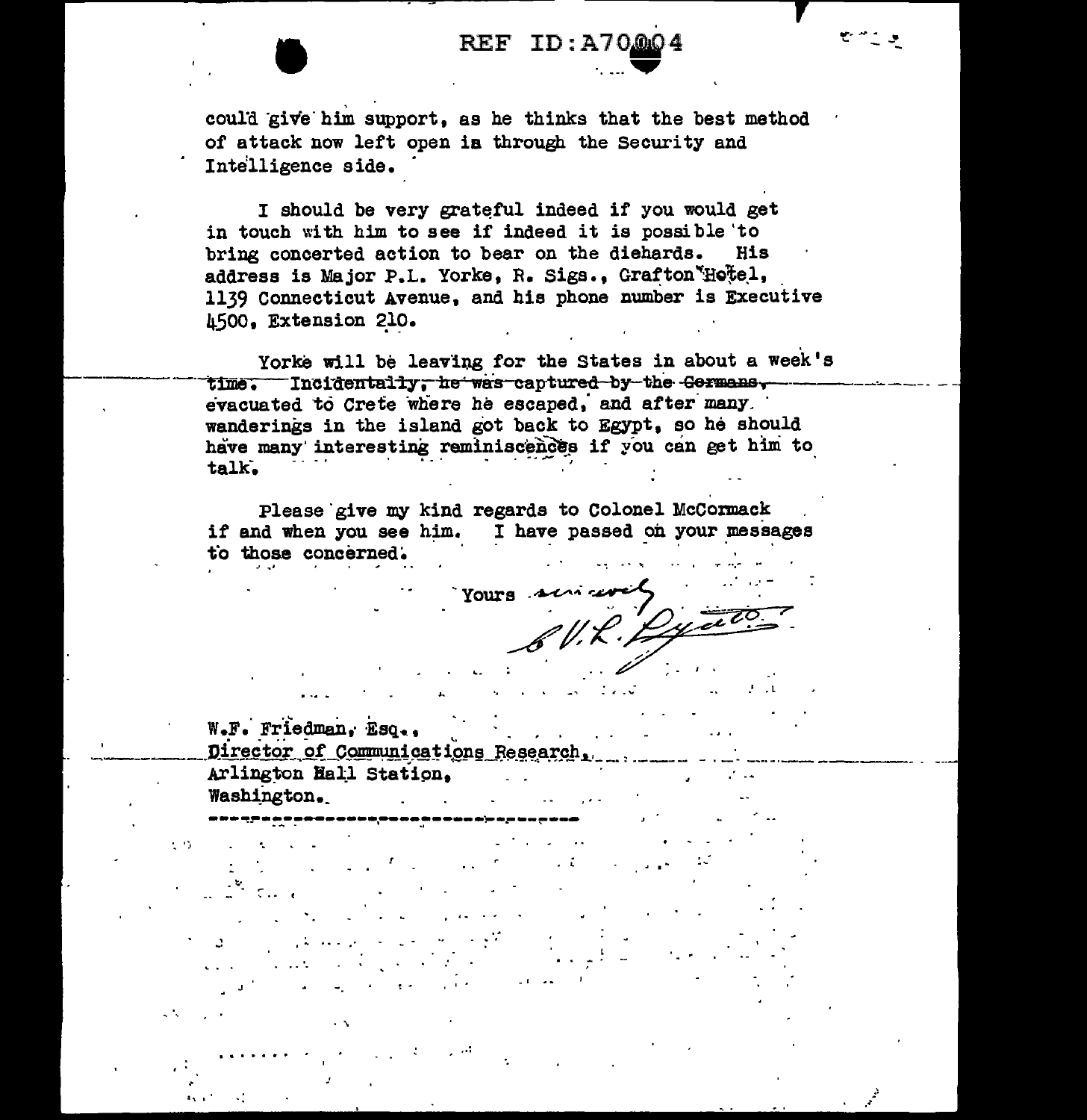could give him support, as he thinks that the best method of attack now left open is through the Security and Intelligence side.

I should be very grateful indeed if you would get in touch with him to see if indeed it is possible to bring concerted action to bear on the diehards. His address is Major P.L. Yorke, R. Sigs., Grafton Hotel, 1139 Connecticut Avenue, and his phone number is Executive 4500, Extension 210.

Yorke will be leaving for the States in about a week's time. Incidentally, he was captured by the Germans, evacuated to Crete where he escaped, and after many wanderings in the island got back to Egypt, so he should have many interesting reminiscences if you can get him to talk.

Please give my kind regards to Colonel McCormack if and when you see him. I have passed on your messages to those concerned.

Yours sincerely
E.W.R. Lycett

W.F. Friedman, Esq.,
Director of Communications Research,
Arlington Hall Station,
Washington.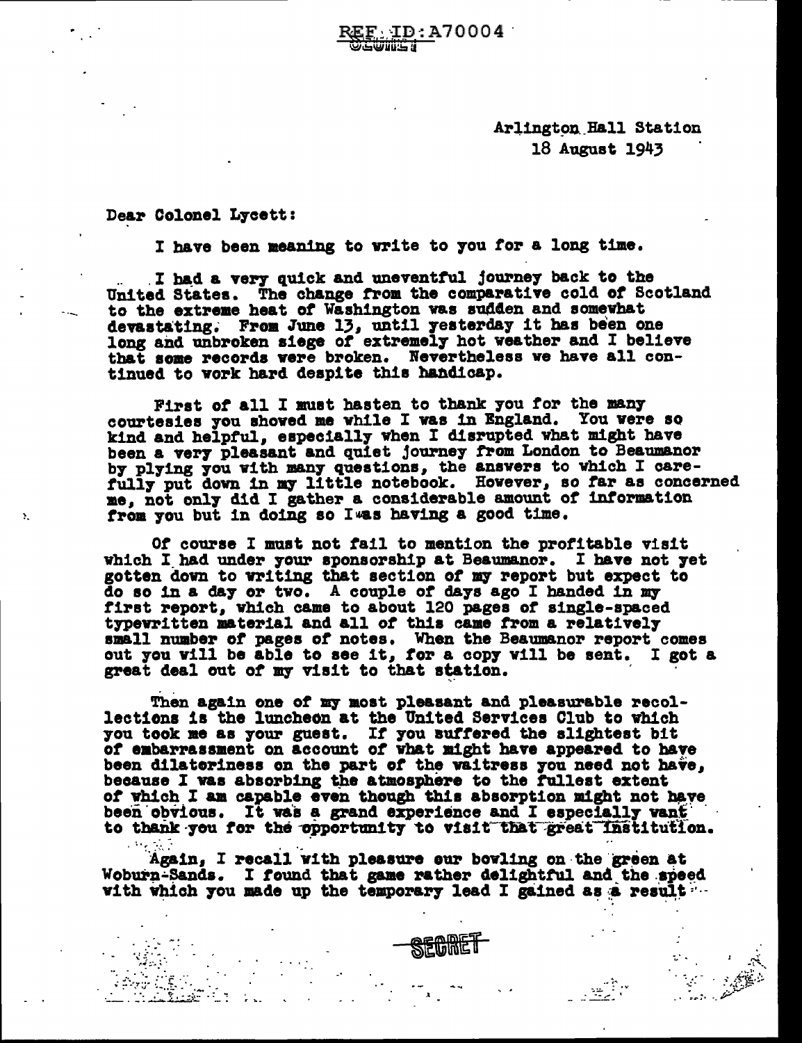Arlington Hall Station
18 August 1943

Dear Colonel Lycett:

I have been meaning to write to you for a long time.

I had a very quick and uneventful journey back to the United States. The change from the comparative cold of Scotland to the extreme heat of Washington was sudden and somewhat devastating. From June 13, until yesterday it has been one long and unbroken siege of extremely hot weather and I believe that some records were broken. Nevertheless we have all continued to work hard despite this handicap.

First of all I must hasten to thank you for the many courtesies you showed me while I was in England. You were so kind and helpful, especially when I disrupted what might have been a very pleasant and quiet journey from London to Beaumanor by plying you with many questions, the answers to which I carefully put down in my little notebook. However, so far as concerned me, not only did I gather a considerable amount of information from you but in doing so I was having a good time.

Of course I must not fail to mention the profitable visit which I had under your sponsorship at Beaumanor. I have not yet gotten down to writing that section of my report but expect to do so in a day or two. A couple of days ago I handed in my first report, which came to about 120 pages of single-spaced typewritten material and all of this came from a relatively small number of pages of notes. When the Beaumanor report comes out you will be able to see it, for a copy will be sent. I got a great deal out of my visit to that station.

Then again one of my most pleasant and pleasurable recollections is the luncheon at the United Services Club to which you took me as your guest. If you suffered the slightest bit of embarrassment on account of what might have appeared to have been dilatoriness on the part of the waitress you need not have, because I was absorbing the atmosphere to the fullest extent of which I am capable even though this absorption might not have been obvious. It was a grand experience and I especially want to thank you for the opportunity to visit that great institution.

Again, I recall with pleasure our bowling on the green at Woburn-Sands. I found that game rather delightful and the speed with which you made up the temporary lead I gained as a result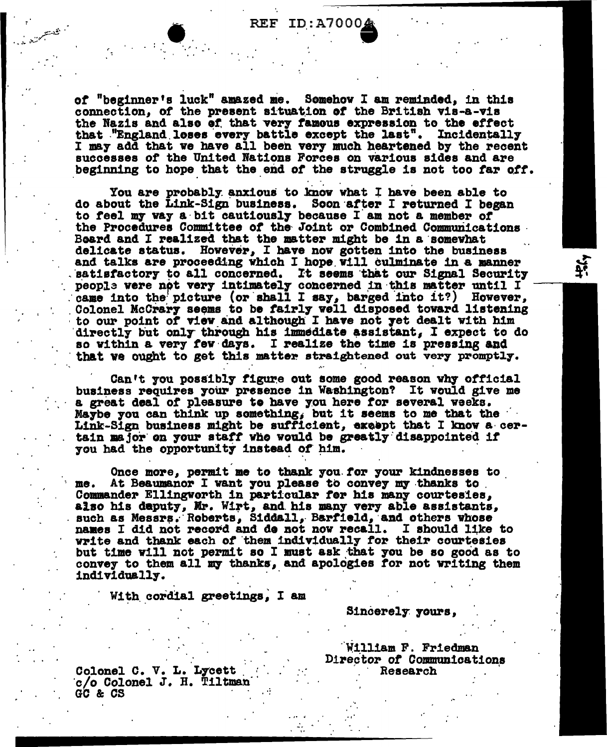of "beginner's luck" amazed me. Somehow I am reminded, in this connection, of the present situation of the British vis-a-vis the Nazis and also of that very famous expression to the effect that "England loses every battle except the last". Incidentally I may add that we have all been very much heartened by the recent successes of the United Nations Forces on various sides and are beginning to hope that the end of the struggle is not too far off.

You are probably anxious to know what I have been able to do about the Link-Sign business. Soon after I returned I began to feel my way a bit cautiously because I am not a member of the Procedures Committee of the Joint or Combined Communications Board and I realized that the matter might be in a somewhat delicate status. However, I have now gotten into the business and talks are proceeding which I hope will culminate in a manner satisfactory to all concerned. It seems that our Signal Security people were not very intimately concerned in this matter until I came into the picture (or shall I say, barged into it?) However, Colonel McCrary seems to be fairly well disposed toward listening to our point of view and although I have not yet dealt with him directly but only through his immediate assistant, I expect to do so within a very few days. I realize the time is pressing and that we ought to get this matter straightened out very promptly.

Can't you possibly figure out some good reason why official business requires your presence in Washington? It would give me a great deal of pleasure to have you here for several weeks. Maybe you can think up something, but it seems to me that the Link-Sign business might be sufficient, except that I know a certain major on your staff who would be greatly disappointed if you had the opportunity instead of him.

Once more, permit me to thank you for your kindnesses to me. At Beaumanor I want you please to convey my thanks to Commander Ellingworth in particular for his many courtesies, also his deputy, Mr. Wirt, and his many very able assistants, such as Messrs. Roberts, Siddall, Barfield, and others whose names I did not record and do not now recall. I should like to write and thank each of them individually for their courtesies but time will not permit so I must ask that you be so good as to convey to them all my thanks, and apologies for not writing them individually.

With cordial greetings, I am

Sincerely yours,

William F. Friedman
Director of Communications Research

Colonel C. V. L. Lycett
c/o Colonel J. H. Tiltman
GC & CS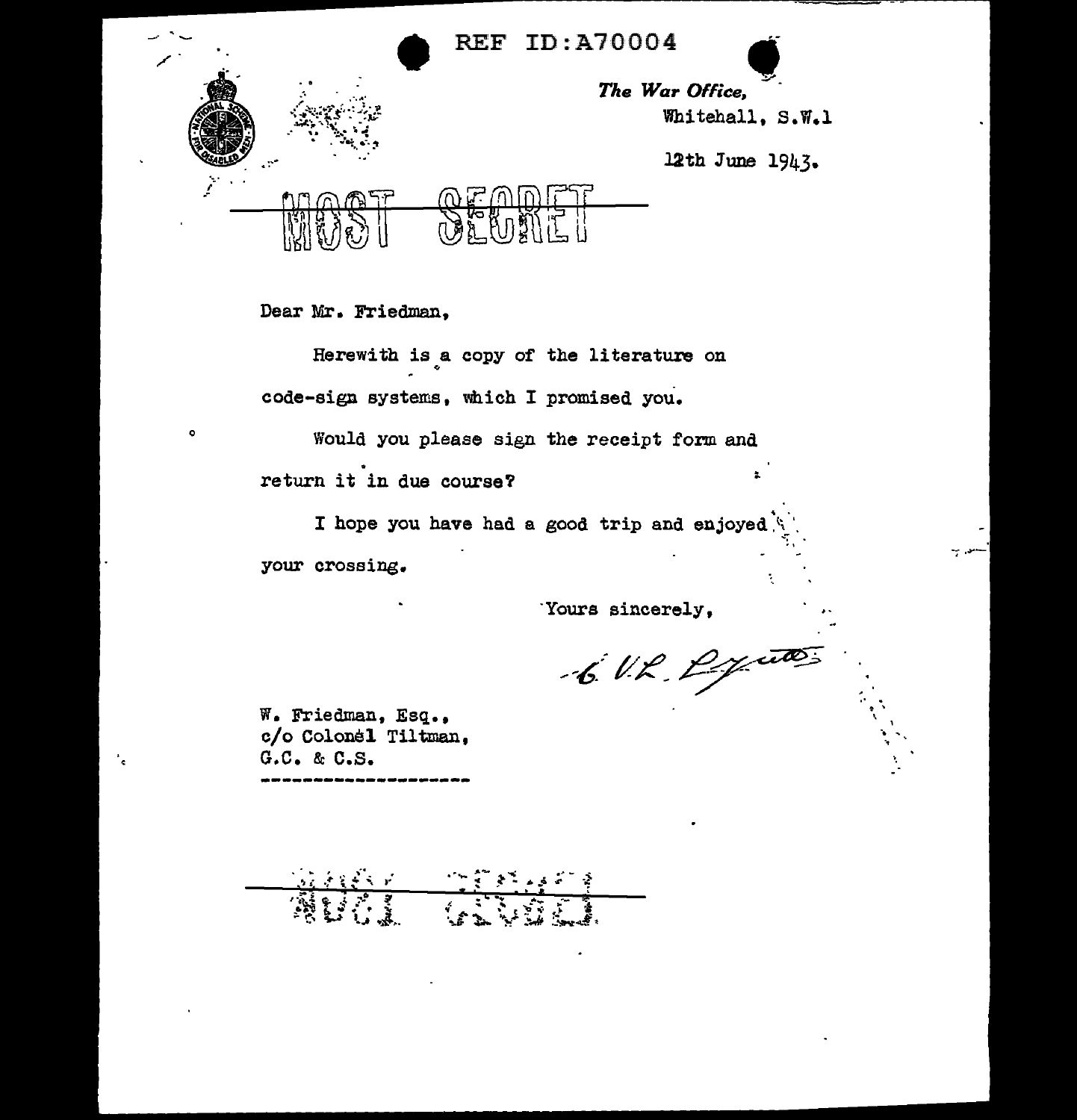REF ID:A70004

*The War Office,*
Whitehall, S.W.1

12th June 1943.

MOST SECRET

Dear Mr. Friedman,

Herewith is a copy of the literature on code-sign systems, which I promised you.

Would you please sign the receipt form and return it in due course?

I hope you have had a good trip and enjoyed your crossing.

Yours sincerely,

G. V. L. Lycett

W. Friedman, Esq.,
c/o Colonel Tiltman,
G.C. & C.S.

MOST SECRET